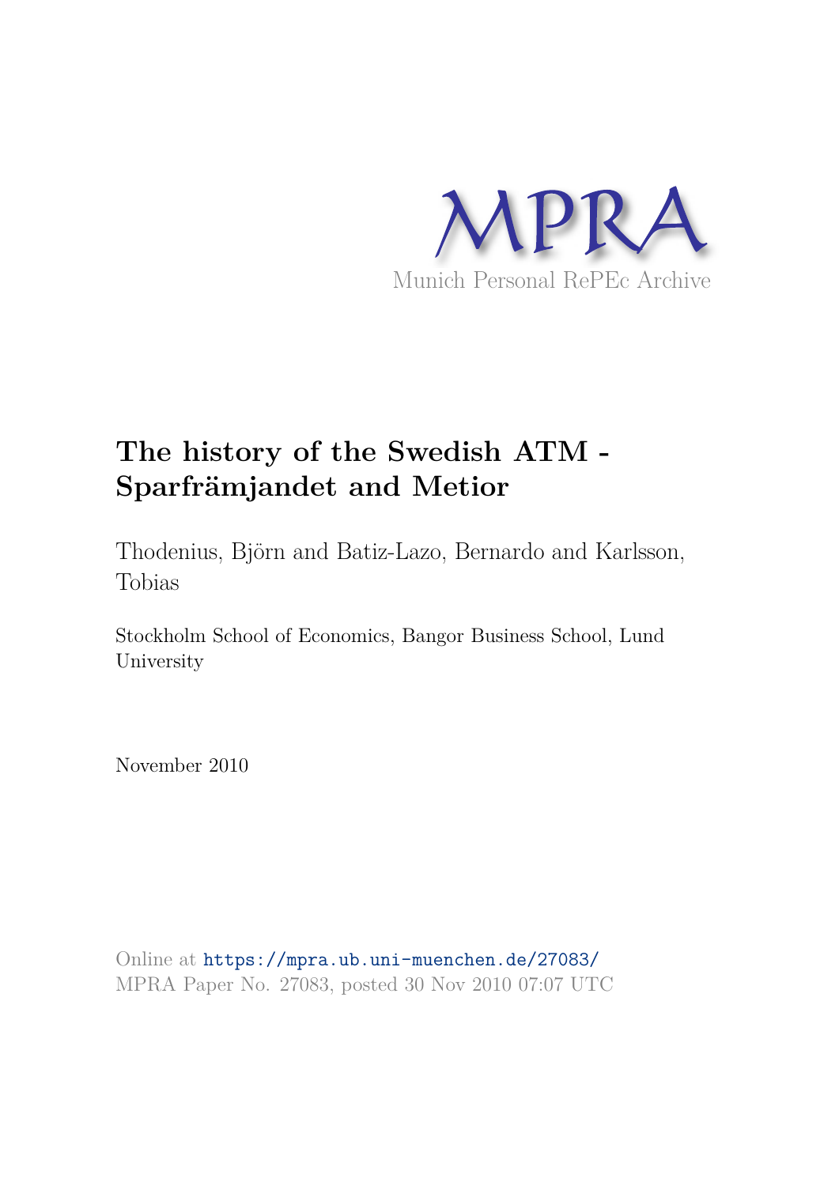MPRA

Munich Personal RePEc Archive

# The history of the Swedish ATM - Sparfrämjandet and Metior

Thodenius, Björn and Batiz-Lazo, Bernardo and Karlsson, Tobias

Stockholm School of Economics, Bangor Business School, Lund University

November 2010

Online at https://mpra.ub.uni-muenchen.de/27083/
MPRA Paper No. 27083, posted 30 Nov 2010 07:07 UTC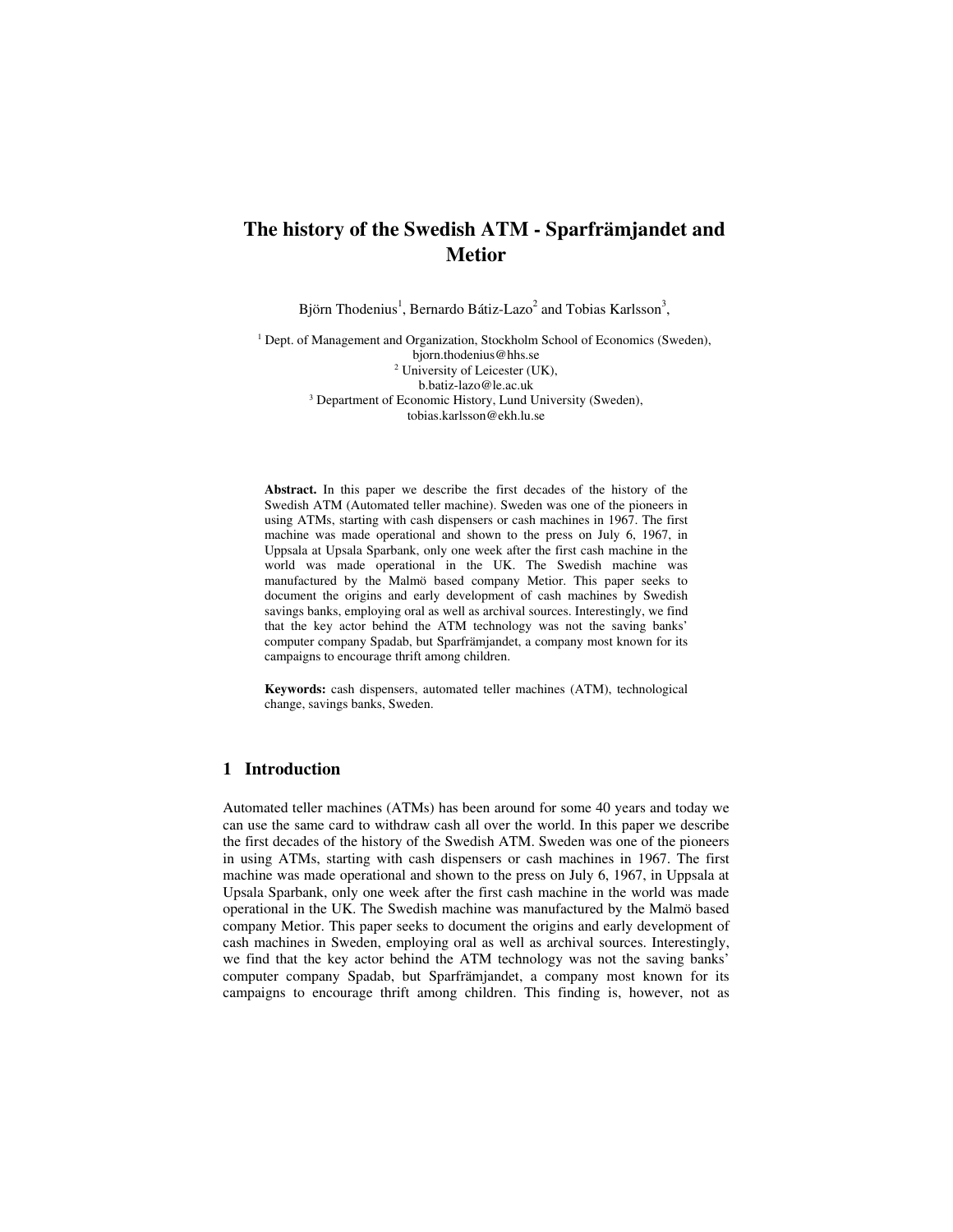# The history of the Swedish ATM - Sparfrämjandet and Metior

Björn Thodenius[1], Bernardo Bátiz-Lazo[2] and Tobias Karlsson[3],

[1] Dept. of Management and Organization, Stockholm School of Economics (Sweden), bjorn.thodenius@hhs.se
[2] University of Leicester (UK), b.batiz-lazo@le.ac.uk
[3] Department of Economic History, Lund University (Sweden), tobias.karlsson@ekh.lu.se

**Abstract.** In this paper we describe the first decades of the history of the Swedish ATM (Automated teller machine). Sweden was one of the pioneers in using ATMs, starting with cash dispensers or cash machines in 1967. The first machine was made operational and shown to the press on July 6, 1967, in Uppsala at Upsala Sparbank, only one week after the first cash machine in the world was made operational in the UK. The Swedish machine was manufactured by the Malmö based company Metior. This paper seeks to document the origins and early development of cash machines by Swedish savings banks, employing oral as well as archival sources. Interestingly, we find that the key actor behind the ATM technology was not the saving banks' computer company Spadab, but Sparfrämjandet, a company most known for its campaigns to encourage thrift among children.

**Keywords:** cash dispensers, automated teller machines (ATM), technological change, savings banks, Sweden.

## 1 Introduction

Automated teller machines (ATMs) has been around for some 40 years and today we can use the same card to withdraw cash all over the world. In this paper we describe the first decades of the history of the Swedish ATM. Sweden was one of the pioneers in using ATMs, starting with cash dispensers or cash machines in 1967. The first machine was made operational and shown to the press on July 6, 1967, in Uppsala at Upsala Sparbank, only one week after the first cash machine in the world was made operational in the UK. The Swedish machine was manufactured by the Malmö based company Metior. This paper seeks to document the origins and early development of cash machines in Sweden, employing oral as well as archival sources. Interestingly, we find that the key actor behind the ATM technology was not the saving banks' computer company Spadab, but Sparfrämjandet, a company most known for its campaigns to encourage thrift among children. This finding is, however, not as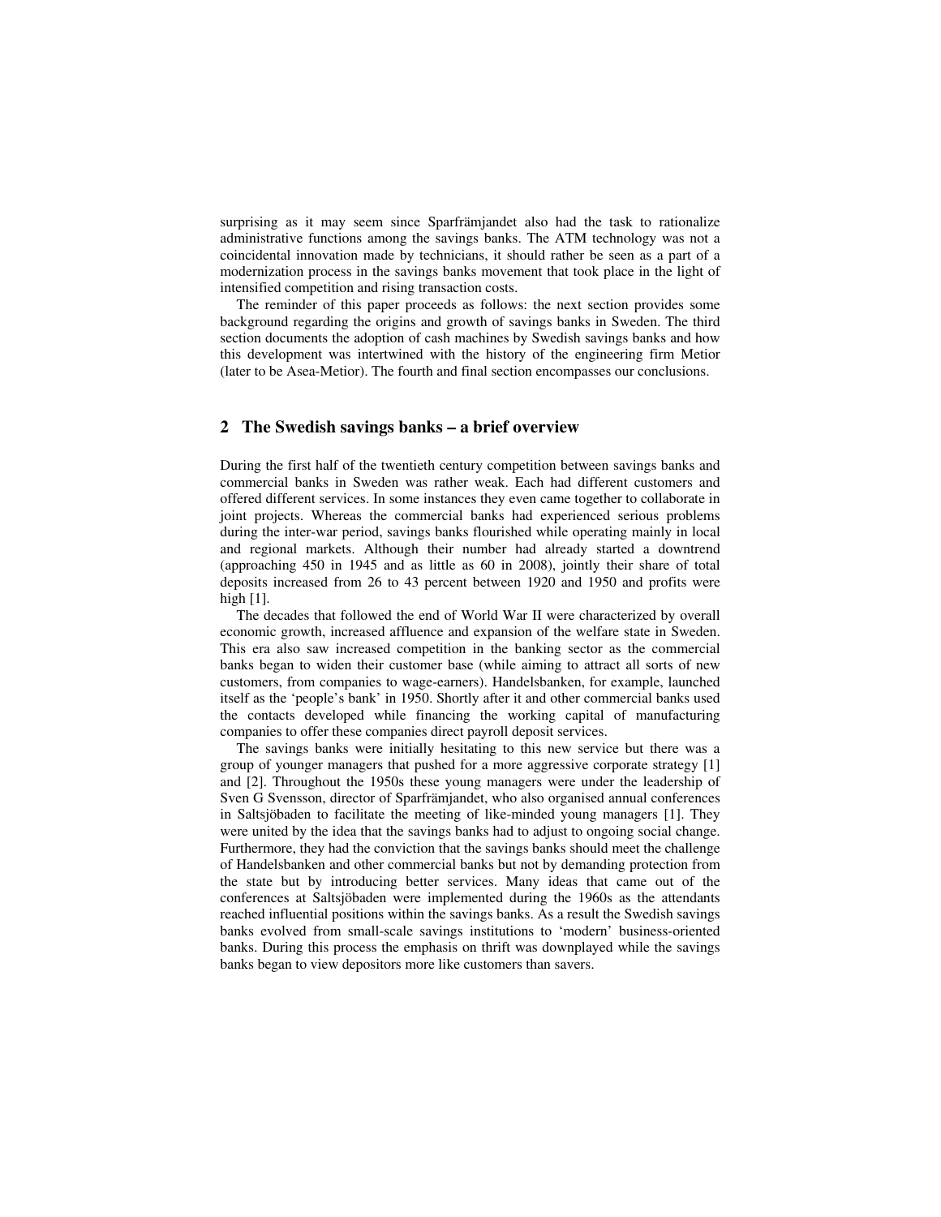surprising as it may seem since Sparfrämjandet also had the task to rationalize administrative functions among the savings banks. The ATM technology was not a coincidental innovation made by technicians, it should rather be seen as a part of a modernization process in the savings banks movement that took place in the light of intensified competition and rising transaction costs.

The reminder of this paper proceeds as follows: the next section provides some background regarding the origins and growth of savings banks in Sweden. The third section documents the adoption of cash machines by Swedish savings banks and how this development was intertwined with the history of the engineering firm Metior (later to be Asea-Metior). The fourth and final section encompasses our conclusions.

## 2 The Swedish savings banks – a brief overview

During the first half of the twentieth century competition between savings banks and commercial banks in Sweden was rather weak. Each had different customers and offered different services. In some instances they even came together to collaborate in joint projects. Whereas the commercial banks had experienced serious problems during the inter-war period, savings banks flourished while operating mainly in local and regional markets. Although their number had already started a downtrend (approaching 450 in 1945 and as little as 60 in 2008), jointly their share of total deposits increased from 26 to 43 percent between 1920 and 1950 and profits were high [1].

The decades that followed the end of World War II were characterized by overall economic growth, increased affluence and expansion of the welfare state in Sweden. This era also saw increased competition in the banking sector as the commercial banks began to widen their customer base (while aiming to attract all sorts of new customers, from companies to wage-earners). Handelsbanken, for example, launched itself as the 'people's bank' in 1950. Shortly after it and other commercial banks used the contacts developed while financing the working capital of manufacturing companies to offer these companies direct payroll deposit services.

The savings banks were initially hesitating to this new service but there was a group of younger managers that pushed for a more aggressive corporate strategy [1] and [2]. Throughout the 1950s these young managers were under the leadership of Sven G Svensson, director of Sparfrämjandet, who also organised annual conferences in Saltsjöbaden to facilitate the meeting of like-minded young managers [1]. They were united by the idea that the savings banks had to adjust to ongoing social change. Furthermore, they had the conviction that the savings banks should meet the challenge of Handelsbanken and other commercial banks but not by demanding protection from the state but by introducing better services. Many ideas that came out of the conferences at Saltsjöbaden were implemented during the 1960s as the attendants reached influential positions within the savings banks. As a result the Swedish savings banks evolved from small-scale savings institutions to 'modern' business-oriented banks. During this process the emphasis on thrift was downplayed while the savings banks began to view depositors more like customers than savers.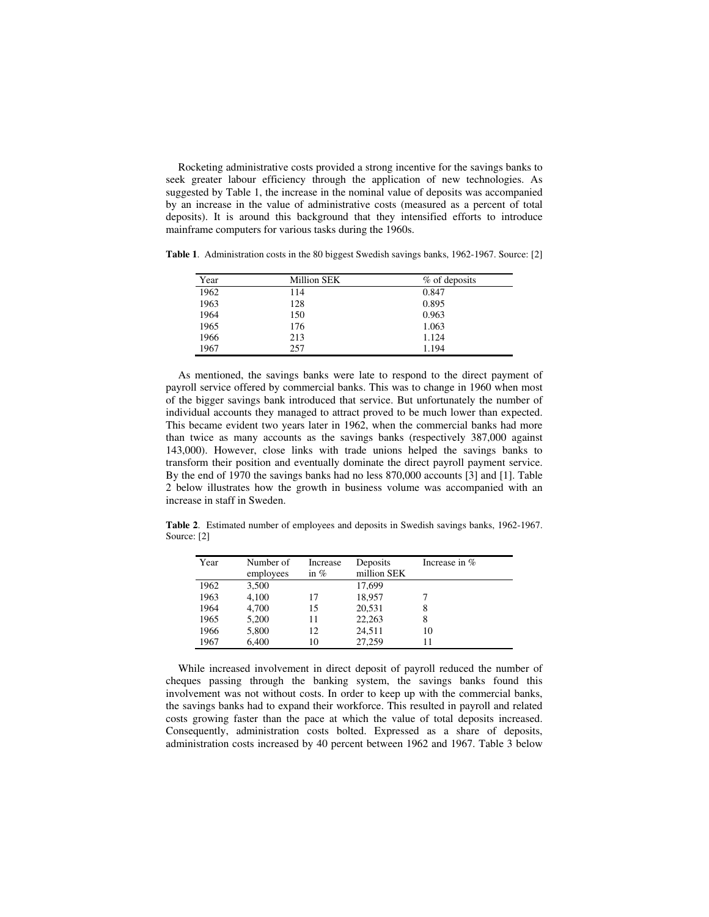Rocketing administrative costs provided a strong incentive for the savings banks to seek greater labour efficiency through the application of new technologies. As suggested by Table 1, the increase in the nominal value of deposits was accompanied by an increase in the value of administrative costs (measured as a percent of total deposits). It is around this background that they intensified efforts to introduce mainframe computers for various tasks during the 1960s.

**Table 1**. Administration costs in the 80 biggest Swedish savings banks, 1962-1967. Source: [2]

| Year | Million SEK | % of deposits |
|---|---|---|
| 1962 | 114 | 0.847 |
| 1963 | 128 | 0.895 |
| 1964 | 150 | 0.963 |
| 1965 | 176 | 1.063 |
| 1966 | 213 | 1.124 |
| 1967 | 257 | 1.194 |

As mentioned, the savings banks were late to respond to the direct payment of payroll service offered by commercial banks. This was to change in 1960 when most of the bigger savings bank introduced that service. But unfortunately the number of individual accounts they managed to attract proved to be much lower than expected. This became evident two years later in 1962, when the commercial banks had more than twice as many accounts as the savings banks (respectively 387,000 against 143,000). However, close links with trade unions helped the savings banks to transform their position and eventually dominate the direct payroll payment service. By the end of 1970 the savings banks had no less 870,000 accounts [3] and [1]. Table 2 below illustrates how the growth in business volume was accompanied with an increase in staff in Sweden.

**Table 2**. Estimated number of employees and deposits in Swedish savings banks, 1962-1967. Source: [2]

| Year | Number of employees | Increase in % | Deposits million SEK | Increase in % |
|---|---|---|---|---|
| 1962 | 3,500 | | 17,699 | |
| 1963 | 4,100 | 17 | 18,957 | 7 |
| 1964 | 4,700 | 15 | 20,531 | 8 |
| 1965 | 5,200 | 11 | 22,263 | 8 |
| 1966 | 5,800 | 12 | 24,511 | 10 |
| 1967 | 6,400 | 10 | 27,259 | 11 |

While increased involvement in direct deposit of payroll reduced the number of cheques passing through the banking system, the savings banks found this involvement was not without costs. In order to keep up with the commercial banks, the savings banks had to expand their workforce. This resulted in payroll and related costs growing faster than the pace at which the value of total deposits increased. Consequently, administration costs bolted. Expressed as a share of deposits, administration costs increased by 40 percent between 1962 and 1967. Table 3 below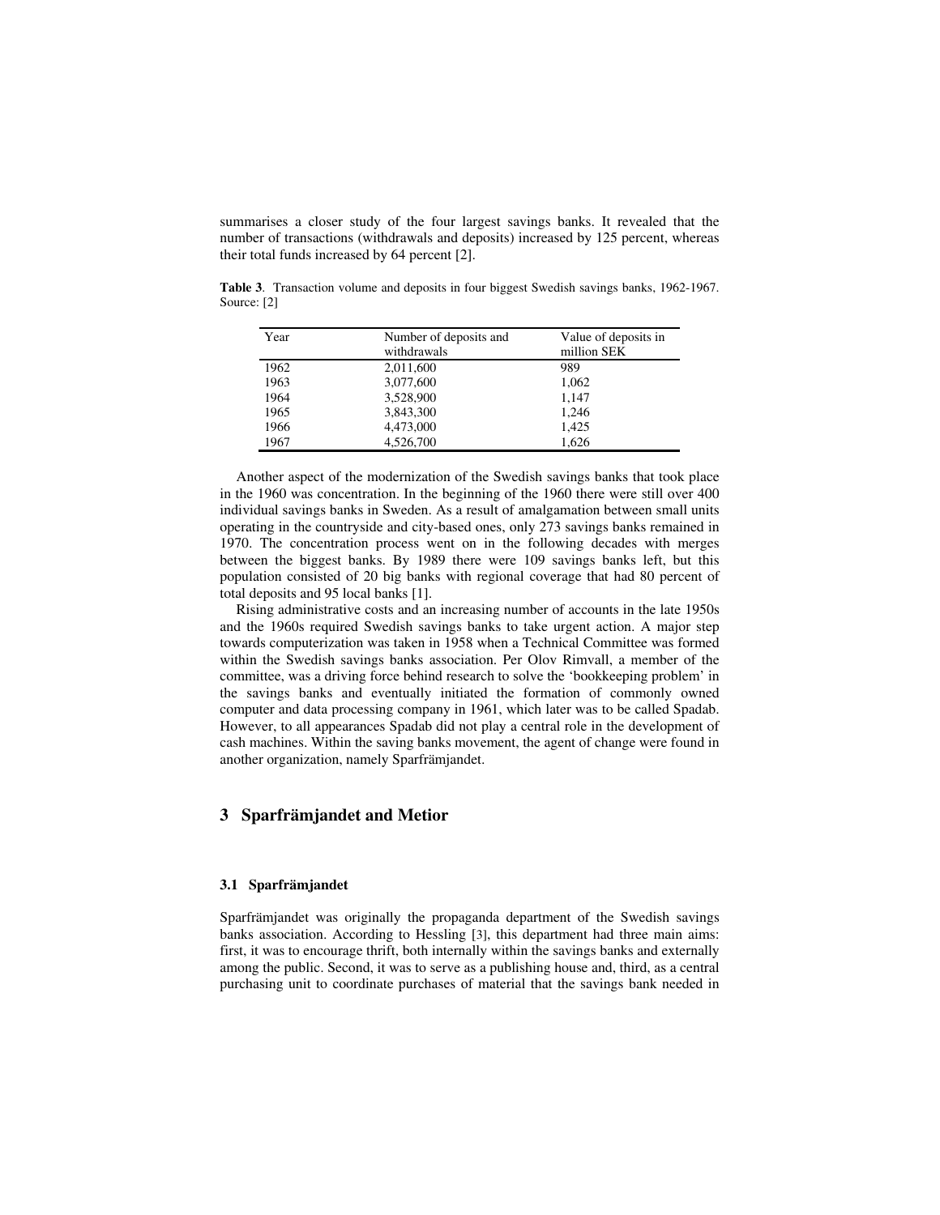summarises a closer study of the four largest savings banks. It revealed that the number of transactions (withdrawals and deposits) increased by 125 percent, whereas their total funds increased by 64 percent [2].

**Table 3**. Transaction volume and deposits in four biggest Swedish savings banks, 1962-1967. Source: [2]

| Year | Number of deposits and withdrawals | Value of deposits in million SEK |
|---|---|---|
| 1962 | 2,011,600 | 989 |
| 1963 | 3,077,600 | 1,062 |
| 1964 | 3,528,900 | 1,147 |
| 1965 | 3,843,300 | 1,246 |
| 1966 | 4,473,000 | 1,425 |
| 1967 | 4,526,700 | 1,626 |

Another aspect of the modernization of the Swedish savings banks that took place in the 1960 was concentration. In the beginning of the 1960 there were still over 400 individual savings banks in Sweden. As a result of amalgamation between small units operating in the countryside and city-based ones, only 273 savings banks remained in 1970. The concentration process went on in the following decades with merges between the biggest banks. By 1989 there were 109 savings banks left, but this population consisted of 20 big banks with regional coverage that had 80 percent of total deposits and 95 local banks [1].

Rising administrative costs and an increasing number of accounts in the late 1950s and the 1960s required Swedish savings banks to take urgent action. A major step towards computerization was taken in 1958 when a Technical Committee was formed within the Swedish savings banks association. Per Olov Rimvall, a member of the committee, was a driving force behind research to solve the 'bookkeeping problem' in the savings banks and eventually initiated the formation of commonly owned computer and data processing company in 1961, which later was to be called Spadab. However, to all appearances Spadab did not play a central role in the development of cash machines. Within the saving banks movement, the agent of change were found in another organization, namely Sparfrämjandet.

## 3 Sparfrämjandet and Metior

### 3.1 Sparfrämjandet

Sparfrämjandet was originally the propaganda department of the Swedish savings banks association. According to Hessling [3], this department had three main aims: first, it was to encourage thrift, both internally within the savings banks and externally among the public. Second, it was to serve as a publishing house and, third, as a central purchasing unit to coordinate purchases of material that the savings bank needed in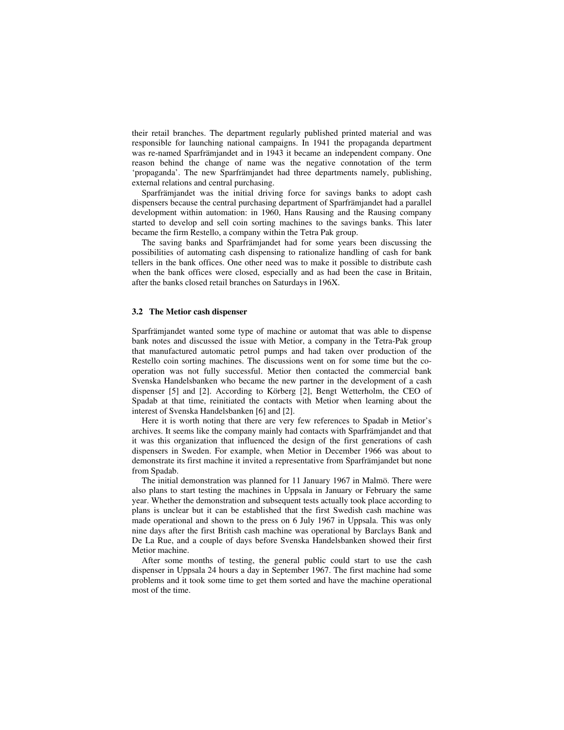their retail branches. The department regularly published printed material and was responsible for launching national campaigns. In 1941 the propaganda department was re-named Sparfrämjandet and in 1943 it became an independent company. One reason behind the change of name was the negative connotation of the term 'propaganda'. The new Sparfrämjandet had three departments namely, publishing, external relations and central purchasing.

Sparfrämjandet was the initial driving force for savings banks to adopt cash dispensers because the central purchasing department of Sparfrämjandet had a parallel development within automation: in 1960, Hans Rausing and the Rausing company started to develop and sell coin sorting machines to the savings banks. This later became the firm Restello, a company within the Tetra Pak group.

The saving banks and Sparfrämjandet had for some years been discussing the possibilities of automating cash dispensing to rationalize handling of cash for bank tellers in the bank offices. One other need was to make it possible to distribute cash when the bank offices were closed, especially and as had been the case in Britain, after the banks closed retail branches on Saturdays in 196X.

### 3.2 The Metior cash dispenser

Sparfrämjandet wanted some type of machine or automat that was able to dispense bank notes and discussed the issue with Metior, a company in the Tetra-Pak group that manufactured automatic petrol pumps and had taken over production of the Restello coin sorting machines. The discussions went on for some time but the co-operation was not fully successful. Metior then contacted the commercial bank Svenska Handelsbanken who became the new partner in the development of a cash dispenser [5] and [2]. According to Körberg [2], Bengt Wetterholm, the CEO of Spadab at that time, reinitiated the contacts with Metior when learning about the interest of Svenska Handelsbanken [6] and [2].

Here it is worth noting that there are very few references to Spadab in Metior's archives. It seems like the company mainly had contacts with Sparfrämjandet and that it was this organization that influenced the design of the first generations of cash dispensers in Sweden. For example, when Metior in December 1966 was about to demonstrate its first machine it invited a representative from Sparfrämjandet but none from Spadab.

The initial demonstration was planned for 11 January 1967 in Malmö. There were also plans to start testing the machines in Uppsala in January or February the same year. Whether the demonstration and subsequent tests actually took place according to plans is unclear but it can be established that the first Swedish cash machine was made operational and shown to the press on 6 July 1967 in Uppsala. This was only nine days after the first British cash machine was operational by Barclays Bank and De La Rue, and a couple of days before Svenska Handelsbanken showed their first Metior machine.

After some months of testing, the general public could start to use the cash dispenser in Uppsala 24 hours a day in September 1967. The first machine had some problems and it took some time to get them sorted and have the machine operational most of the time.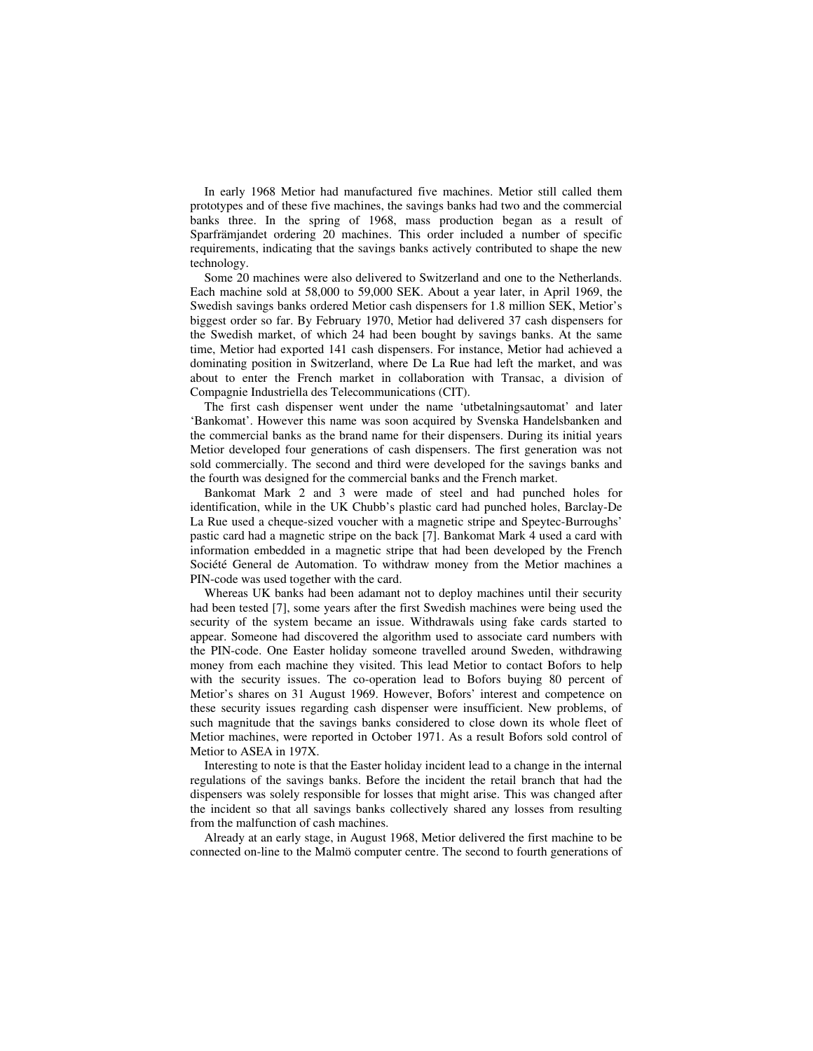In early 1968 Metior had manufactured five machines. Metior still called them prototypes and of these five machines, the savings banks had two and the commercial banks three. In the spring of 1968, mass production began as a result of Sparfrämjandet ordering 20 machines. This order included a number of specific requirements, indicating that the savings banks actively contributed to shape the new technology.

Some 20 machines were also delivered to Switzerland and one to the Netherlands. Each machine sold at 58,000 to 59,000 SEK. About a year later, in April 1969, the Swedish savings banks ordered Metior cash dispensers for 1.8 million SEK, Metior's biggest order so far. By February 1970, Metior had delivered 37 cash dispensers for the Swedish market, of which 24 had been bought by savings banks. At the same time, Metior had exported 141 cash dispensers. For instance, Metior had achieved a dominating position in Switzerland, where De La Rue had left the market, and was about to enter the French market in collaboration with Transac, a division of Compagnie Industriella des Telecommunications (CIT).

The first cash dispenser went under the name 'utbetalningsautomat' and later 'Bankomat'. However this name was soon acquired by Svenska Handelsbanken and the commercial banks as the brand name for their dispensers. During its initial years Metior developed four generations of cash dispensers. The first generation was not sold commercially. The second and third were developed for the savings banks and the fourth was designed for the commercial banks and the French market.

Bankomat Mark 2 and 3 were made of steel and had punched holes for identification, while in the UK Chubb's plastic card had punched holes, Barclay-De La Rue used a cheque-sized voucher with a magnetic stripe and Speytec-Burroughs' pastic card had a magnetic stripe on the back [7]. Bankomat Mark 4 used a card with information embedded in a magnetic stripe that had been developed by the French Société General de Automation. To withdraw money from the Metior machines a PIN-code was used together with the card.

Whereas UK banks had been adamant not to deploy machines until their security had been tested [7], some years after the first Swedish machines were being used the security of the system became an issue. Withdrawals using fake cards started to appear. Someone had discovered the algorithm used to associate card numbers with the PIN-code. One Easter holiday someone travelled around Sweden, withdrawing money from each machine they visited. This lead Metior to contact Bofors to help with the security issues. The co-operation lead to Bofors buying 80 percent of Metior's shares on 31 August 1969. However, Bofors' interest and competence on these security issues regarding cash dispenser were insufficient. New problems, of such magnitude that the savings banks considered to close down its whole fleet of Metior machines, were reported in October 1971. As a result Bofors sold control of Metior to ASEA in 197X.

Interesting to note is that the Easter holiday incident lead to a change in the internal regulations of the savings banks. Before the incident the retail branch that had the dispensers was solely responsible for losses that might arise. This was changed after the incident so that all savings banks collectively shared any losses from resulting from the malfunction of cash machines.

Already at an early stage, in August 1968, Metior delivered the first machine to be connected on-line to the Malmö computer centre. The second to fourth generations of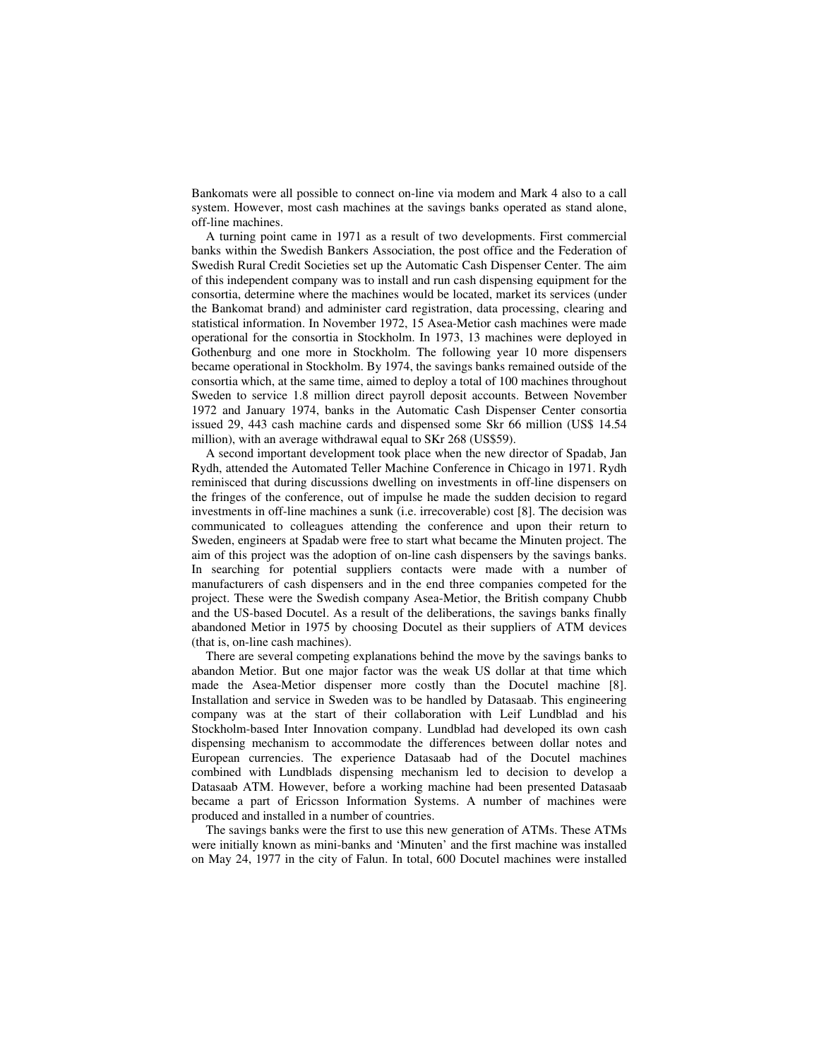Bankomats were all possible to connect on-line via modem and Mark 4 also to a call system. However, most cash machines at the savings banks operated as stand alone, off-line machines.

A turning point came in 1971 as a result of two developments. First commercial banks within the Swedish Bankers Association, the post office and the Federation of Swedish Rural Credit Societies set up the Automatic Cash Dispenser Center. The aim of this independent company was to install and run cash dispensing equipment for the consortia, determine where the machines would be located, market its services (under the Bankomat brand) and administer card registration, data processing, clearing and statistical information. In November 1972, 15 Asea-Metior cash machines were made operational for the consortia in Stockholm. In 1973, 13 machines were deployed in Gothenburg and one more in Stockholm. The following year 10 more dispensers became operational in Stockholm. By 1974, the savings banks remained outside of the consortia which, at the same time, aimed to deploy a total of 100 machines throughout Sweden to service 1.8 million direct payroll deposit accounts. Between November 1972 and January 1974, banks in the Automatic Cash Dispenser Center consortia issued 29, 443 cash machine cards and dispensed some Skr 66 million (US$ 14.54 million), with an average withdrawal equal to SKr 268 (US$59).

A second important development took place when the new director of Spadab, Jan Rydh, attended the Automated Teller Machine Conference in Chicago in 1971. Rydh reminisced that during discussions dwelling on investments in off-line dispensers on the fringes of the conference, out of impulse he made the sudden decision to regard investments in off-line machines a sunk (i.e. irrecoverable) cost [8]. The decision was communicated to colleagues attending the conference and upon their return to Sweden, engineers at Spadab were free to start what became the Minuten project. The aim of this project was the adoption of on-line cash dispensers by the savings banks. In searching for potential suppliers contacts were made with a number of manufacturers of cash dispensers and in the end three companies competed for the project. These were the Swedish company Asea-Metior, the British company Chubb and the US-based Docutel. As a result of the deliberations, the savings banks finally abandoned Metior in 1975 by choosing Docutel as their suppliers of ATM devices (that is, on-line cash machines).

There are several competing explanations behind the move by the savings banks to abandon Metior. But one major factor was the weak US dollar at that time which made the Asea-Metior dispenser more costly than the Docutel machine [8]. Installation and service in Sweden was to be handled by Datasaab. This engineering company was at the start of their collaboration with Leif Lundblad and his Stockholm-based Inter Innovation company. Lundblad had developed its own cash dispensing mechanism to accommodate the differences between dollar notes and European currencies. The experience Datasaab had of the Docutel machines combined with Lundblads dispensing mechanism led to decision to develop a Datasaab ATM. However, before a working machine had been presented Datasaab became a part of Ericsson Information Systems. A number of machines were produced and installed in a number of countries.

The savings banks were the first to use this new generation of ATMs. These ATMs were initially known as mini-banks and 'Minuten' and the first machine was installed on May 24, 1977 in the city of Falun. In total, 600 Docutel machines were installed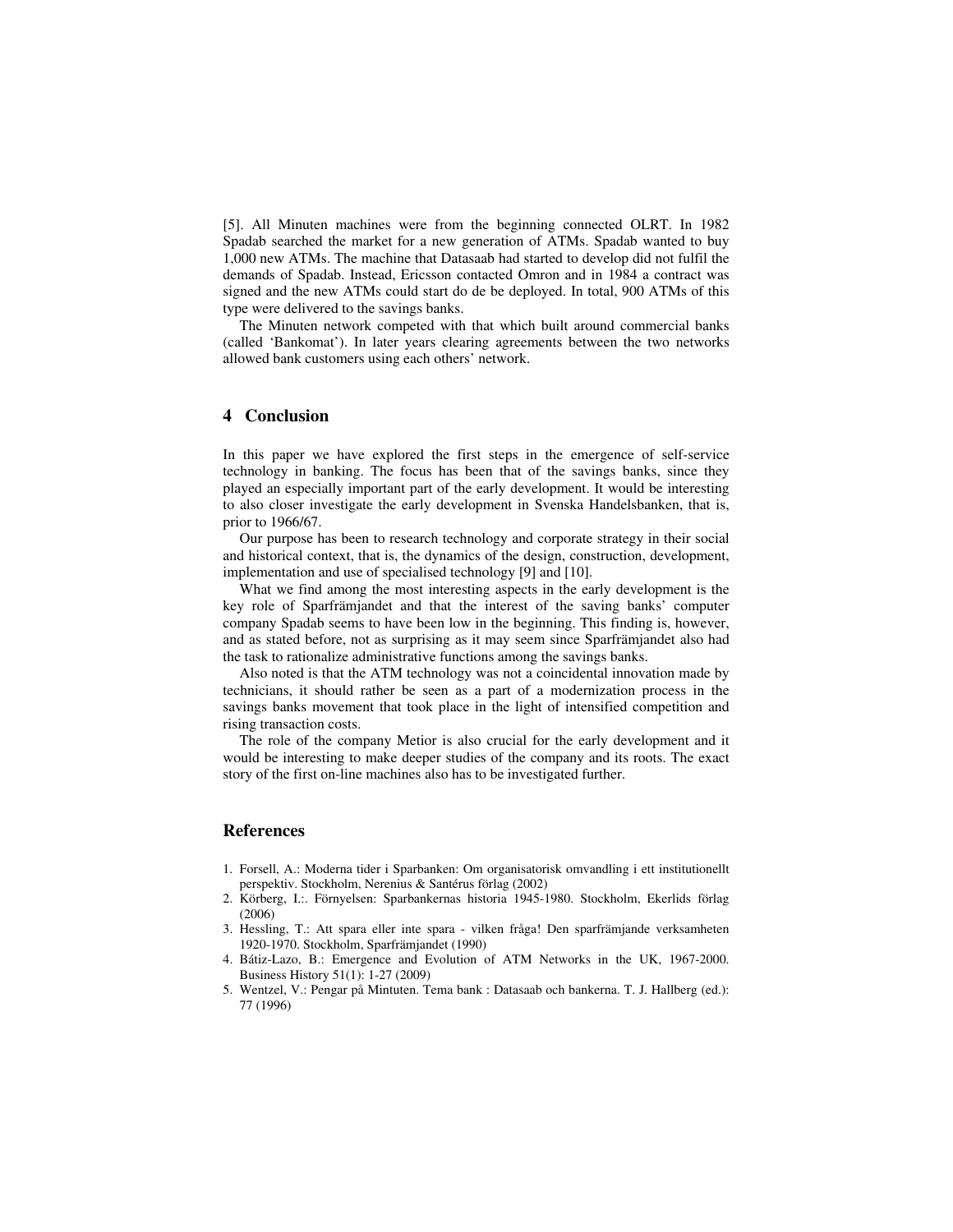[5]. All Minuten machines were from the beginning connected OLRT. In 1982 Spadab searched the market for a new generation of ATMs. Spadab wanted to buy 1,000 new ATMs. The machine that Datasaab had started to develop did not fulfil the demands of Spadab. Instead, Ericsson contacted Omron and in 1984 a contract was signed and the new ATMs could start do de be deployed. In total, 900 ATMs of this type were delivered to the savings banks.

The Minuten network competed with that which built around commercial banks (called 'Bankomat'). In later years clearing agreements between the two networks allowed bank customers using each others' network.

## 4 Conclusion

In this paper we have explored the first steps in the emergence of self-service technology in banking. The focus has been that of the savings banks, since they played an especially important part of the early development. It would be interesting to also closer investigate the early development in Svenska Handelsbanken, that is, prior to 1966/67.

Our purpose has been to research technology and corporate strategy in their social and historical context, that is, the dynamics of the design, construction, development, implementation and use of specialised technology [9] and [10].

What we find among the most interesting aspects in the early development is the key role of Sparfrämjandet and that the interest of the saving banks' computer company Spadab seems to have been low in the beginning. This finding is, however, and as stated before, not as surprising as it may seem since Sparfrämjandet also had the task to rationalize administrative functions among the savings banks.

Also noted is that the ATM technology was not a coincidental innovation made by technicians, it should rather be seen as a part of a modernization process in the savings banks movement that took place in the light of intensified competition and rising transaction costs.

The role of the company Metior is also crucial for the early development and it would be interesting to make deeper studies of the company and its roots. The exact story of the first on-line machines also has to be investigated further.

## References

1. Forsell, A.: Moderna tider i Sparbanken: Om organisatorisk omvandling i ett institutionellt perspektiv. Stockholm, Nerenius & Santérus förlag (2002)
2. Körberg, I.:. Förnyelsen: Sparbankernas historia 1945-1980. Stockholm, Ekerlids förlag (2006)
3. Hessling, T.: Att spara eller inte spara - vilken fråga! Den sparfrämjande verksamheten 1920-1970. Stockholm, Sparfrämjandet (1990)
4. Bátiz-Lazo, B.: Emergence and Evolution of ATM Networks in the UK, 1967-2000. Business History 51(1): 1-27 (2009)
5. Wentzel, V.: Pengar på Mintuten. Tema bank : Datasaab och bankerna. T. J. Hallberg (ed.): 77 (1996)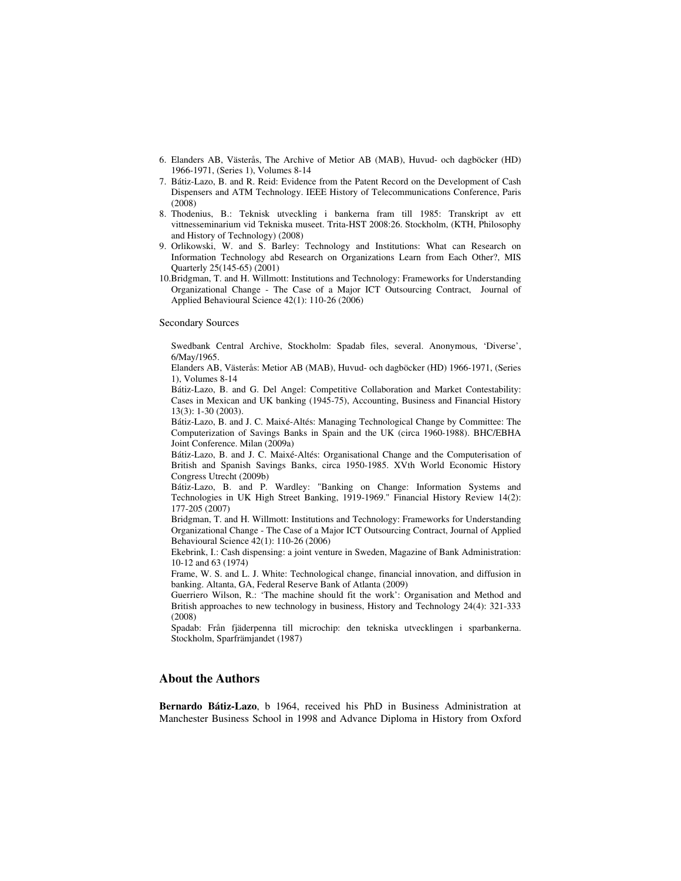6. Elanders AB, Västerås, The Archive of Metior AB (MAB), Huvud- och dagböcker (HD) 1966-1971, (Series 1), Volumes 8-14
7. Bátiz-Lazo, B. and R. Reid: Evidence from the Patent Record on the Development of Cash Dispensers and ATM Technology. IEEE History of Telecommunications Conference, Paris (2008)
8. Thodenius, B.: Teknisk utveckling i bankerna fram till 1985: Transkript av ett vittnesseminarium vid Tekniska museet. Trita-HST 2008:26. Stockholm, (KTH, Philosophy and History of Technology) (2008)
9. Orlikowski, W. and S. Barley: Technology and Institutions: What can Research on Information Technology abd Research on Organizations Learn from Each Other?, MIS Quarterly 25(145-65) (2001)
10. Bridgman, T. and H. Willmott: Institutions and Technology: Frameworks for Understanding Organizational Change - The Case of a Major ICT Outsourcing Contract, Journal of Applied Behavioural Science 42(1): 110-26 (2006)

Secondary Sources

Swedbank Central Archive, Stockholm: Spadab files, several. Anonymous, 'Diverse', 6/May/1965.

Elanders AB, Västerås: Metior AB (MAB), Huvud- och dagböcker (HD) 1966-1971, (Series 1), Volumes 8-14

Bátiz-Lazo, B. and G. Del Angel: Competitive Collaboration and Market Contestability: Cases in Mexican and UK banking (1945-75), Accounting, Business and Financial History 13(3): 1-30 (2003).

Bátiz-Lazo, B. and J. C. Maixé-Altés: Managing Technological Change by Committee: The Computerization of Savings Banks in Spain and the UK (circa 1960-1988). BHC/EBHA Joint Conference. Milan (2009a)

Bátiz-Lazo, B. and J. C. Maixé-Altés: Organisational Change and the Computerisation of British and Spanish Savings Banks, circa 1950-1985. XVth World Economic History Congress Utrecht (2009b)

Bátiz-Lazo, B. and P. Wardley: "Banking on Change: Information Systems and Technologies in UK High Street Banking, 1919-1969." Financial History Review 14(2): 177-205 (2007)

Bridgman, T. and H. Willmott: Institutions and Technology: Frameworks for Understanding Organizational Change - The Case of a Major ICT Outsourcing Contract, Journal of Applied Behavioural Science 42(1): 110-26 (2006)

Ekebrink, I.: Cash dispensing: a joint venture in Sweden, Magazine of Bank Administration: 10-12 and 63 (1974)

Frame, W. S. and L. J. White: Technological change, financial innovation, and diffusion in banking. Altanta, GA, Federal Reserve Bank of Atlanta (2009)

Guerriero Wilson, R.: 'The machine should fit the work': Organisation and Method and British approaches to new technology in business, History and Technology 24(4): 321-333 (2008)

Spadab: Från fjäderpenna till microchip: den tekniska utvecklingen i sparbankerna. Stockholm, Sparfrämjandet (1987)

## About the Authors

**Bernardo Bátiz-Lazo**, b 1964, received his PhD in Business Administration at Manchester Business School in 1998 and Advance Diploma in History from Oxford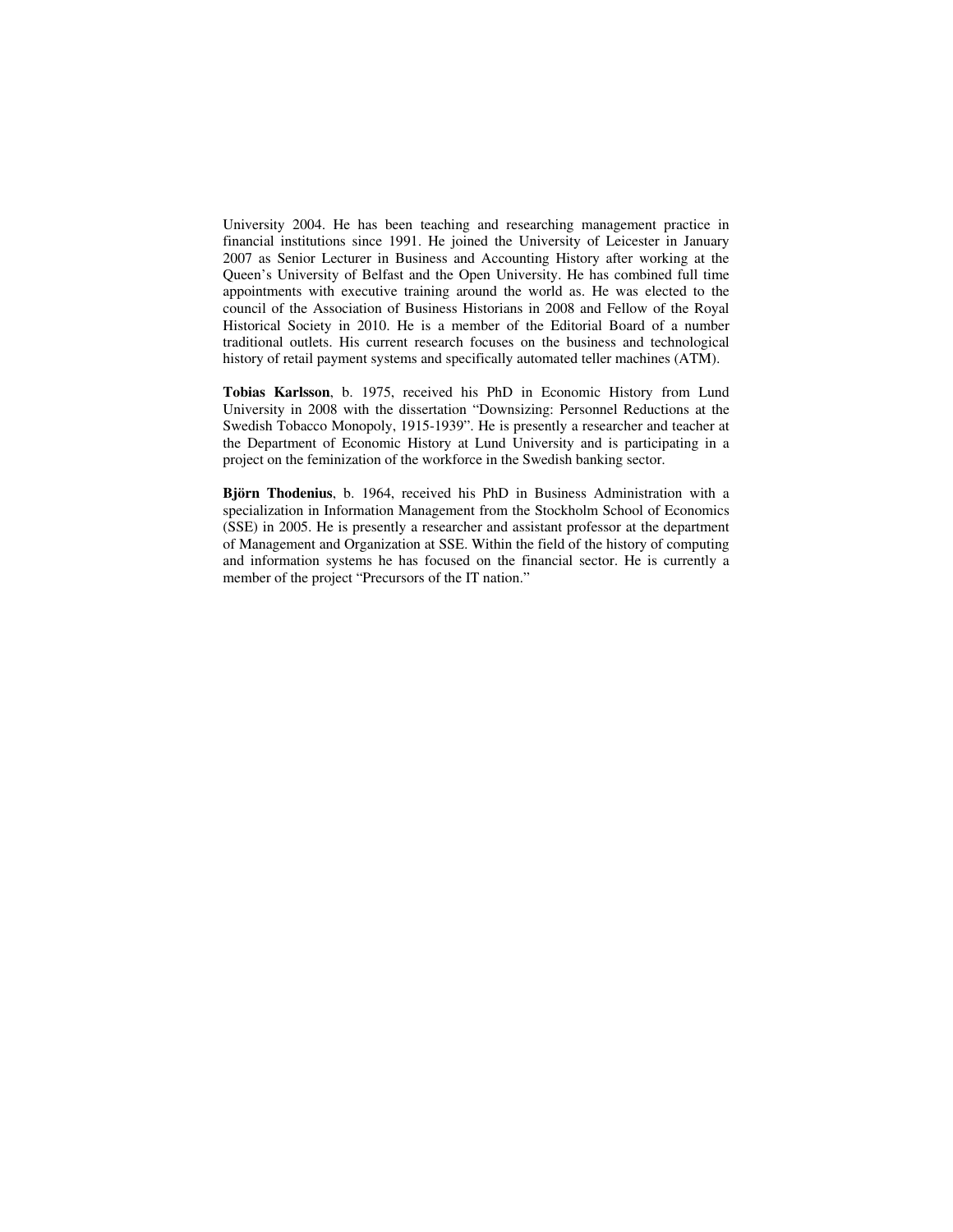University 2004. He has been teaching and researching management practice in financial institutions since 1991. He joined the University of Leicester in January 2007 as Senior Lecturer in Business and Accounting History after working at the Queen's University of Belfast and the Open University. He has combined full time appointments with executive training around the world as. He was elected to the council of the Association of Business Historians in 2008 and Fellow of the Royal Historical Society in 2010. He is a member of the Editorial Board of a number traditional outlets. His current research focuses on the business and technological history of retail payment systems and specifically automated teller machines (ATM).

**Tobias Karlsson**, b. 1975, received his PhD in Economic History from Lund University in 2008 with the dissertation "Downsizing: Personnel Reductions at the Swedish Tobacco Monopoly, 1915-1939". He is presently a researcher and teacher at the Department of Economic History at Lund University and is participating in a project on the feminization of the workforce in the Swedish banking sector.

**Björn Thodenius**, b. 1964, received his PhD in Business Administration with a specialization in Information Management from the Stockholm School of Economics (SSE) in 2005. He is presently a researcher and assistant professor at the department of Management and Organization at SSE. Within the field of the history of computing and information systems he has focused on the financial sector. He is currently a member of the project "Precursors of the IT nation."